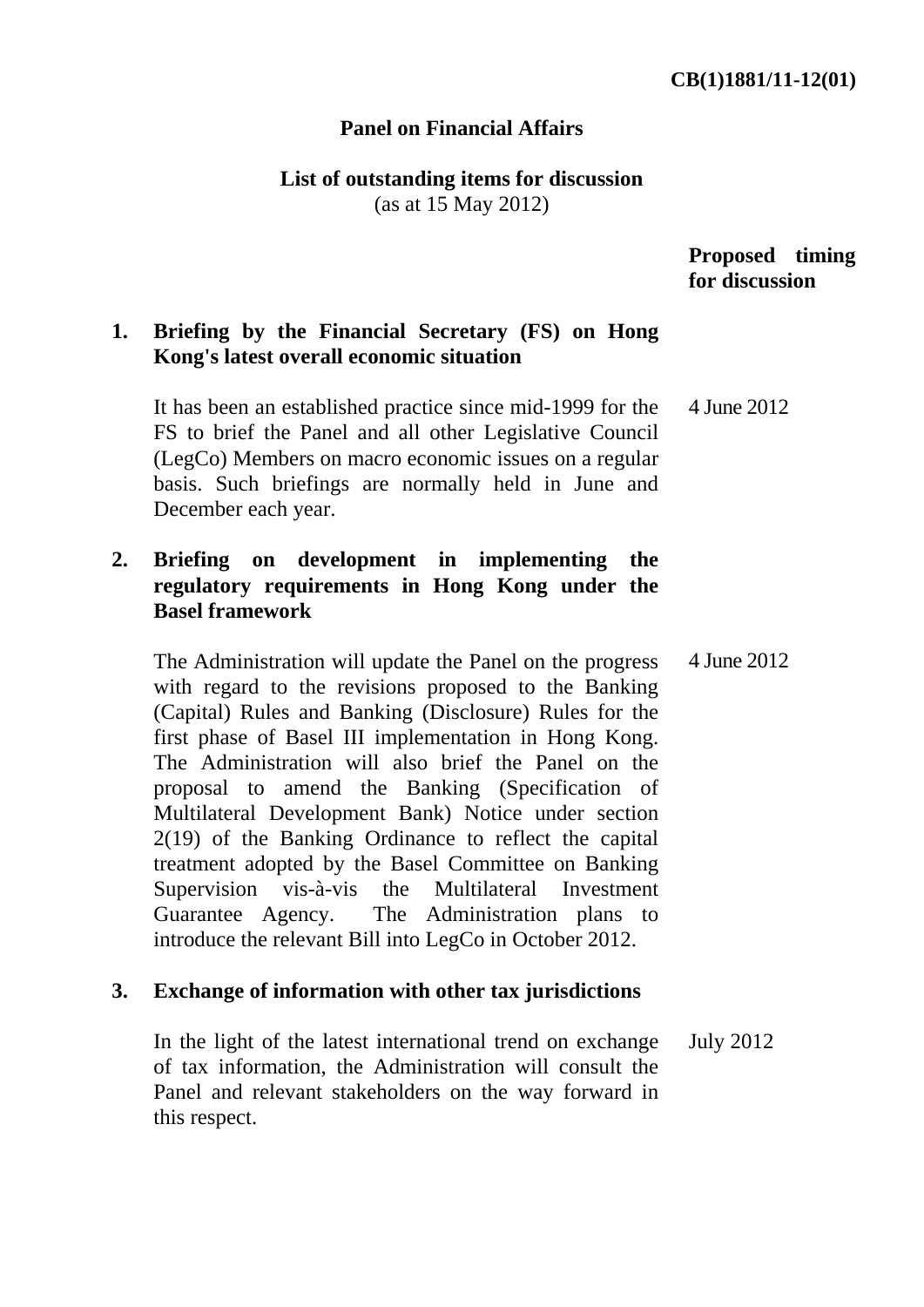**CB(1)1881/11-12(01)**

**Panel on Financial Affairs**

**List of outstanding items for discussion**
(as at 15 May 2012)

| | | **Proposed timing for discussion** |
|---|---|---|
| **1.** | **Briefing by the Financial Secretary (FS) on Hong Kong's latest overall economic situation** | |
| | It has been an established practice since mid-1999 for the FS to brief the Panel and all other Legislative Council (LegCo) Members on macro economic issues on a regular basis. Such briefings are normally held in June and December each year. | 4 June 2012 |
| **2.** | **Briefing on development in implementing the regulatory requirements in Hong Kong under the Basel framework** | |
| | The Administration will update the Panel on the progress with regard to the revisions proposed to the Banking (Capital) Rules and Banking (Disclosure) Rules for the first phase of Basel III implementation in Hong Kong. The Administration will also brief the Panel on the proposal to amend the Banking (Specification of Multilateral Development Bank) Notice under section 2(19) of the Banking Ordinance to reflect the capital treatment adopted by the Basel Committee on Banking Supervision vis-à-vis the Multilateral Investment Guarantee Agency. The Administration plans to introduce the relevant Bill into LegCo in October 2012. | 4 June 2012 |
| **3.** | **Exchange of information with other tax jurisdictions** | |
| | In the light of the latest international trend on exchange of tax information, the Administration will consult the Panel and relevant stakeholders on the way forward in this respect. | July 2012 |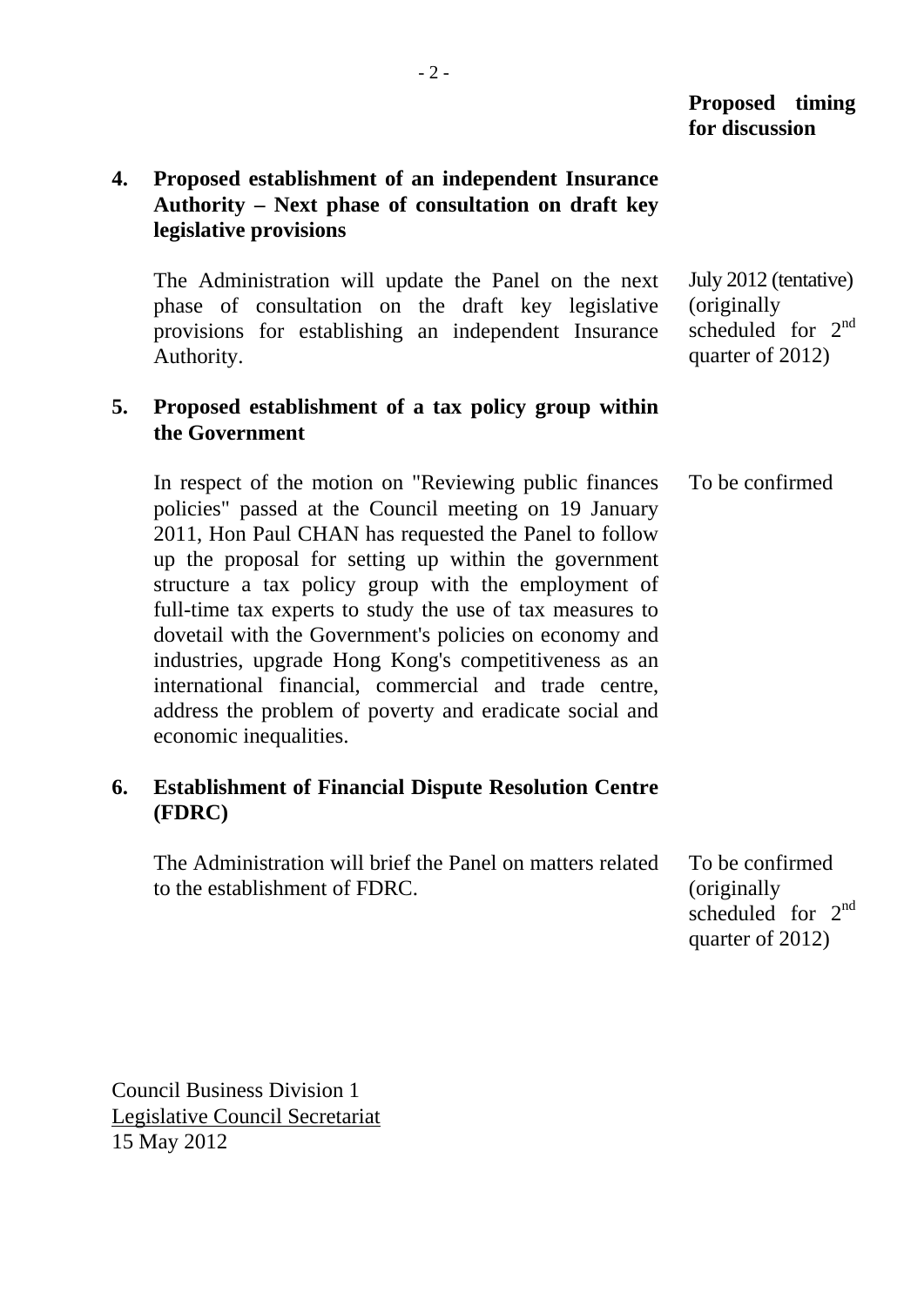**Proposed timing for discussion**

**4. Proposed establishment of an independent Insurance Authority – Next phase of consultation on draft key legislative provisions**

The Administration will update the Panel on the next phase of consultation on the draft key legislative provisions for establishing an independent Insurance Authority.

July 2012 (tentative) (originally scheduled for 2nd quarter of 2012)

**5. Proposed establishment of a tax policy group within the Government**

In respect of the motion on "Reviewing public finances policies" passed at the Council meeting on 19 January 2011, Hon Paul CHAN has requested the Panel to follow up the proposal for setting up within the government structure a tax policy group with the employment of full-time tax experts to study the use of tax measures to dovetail with the Government's policies on economy and industries, upgrade Hong Kong's competitiveness as an international financial, commercial and trade centre, address the problem of poverty and eradicate social and economic inequalities.

To be confirmed

**6. Establishment of Financial Dispute Resolution Centre (FDRC)**

The Administration will brief the Panel on matters related to the establishment of FDRC.

To be confirmed (originally scheduled for 2nd quarter of 2012)

Council Business Division 1
Legislative Council Secretariat
15 May 2012